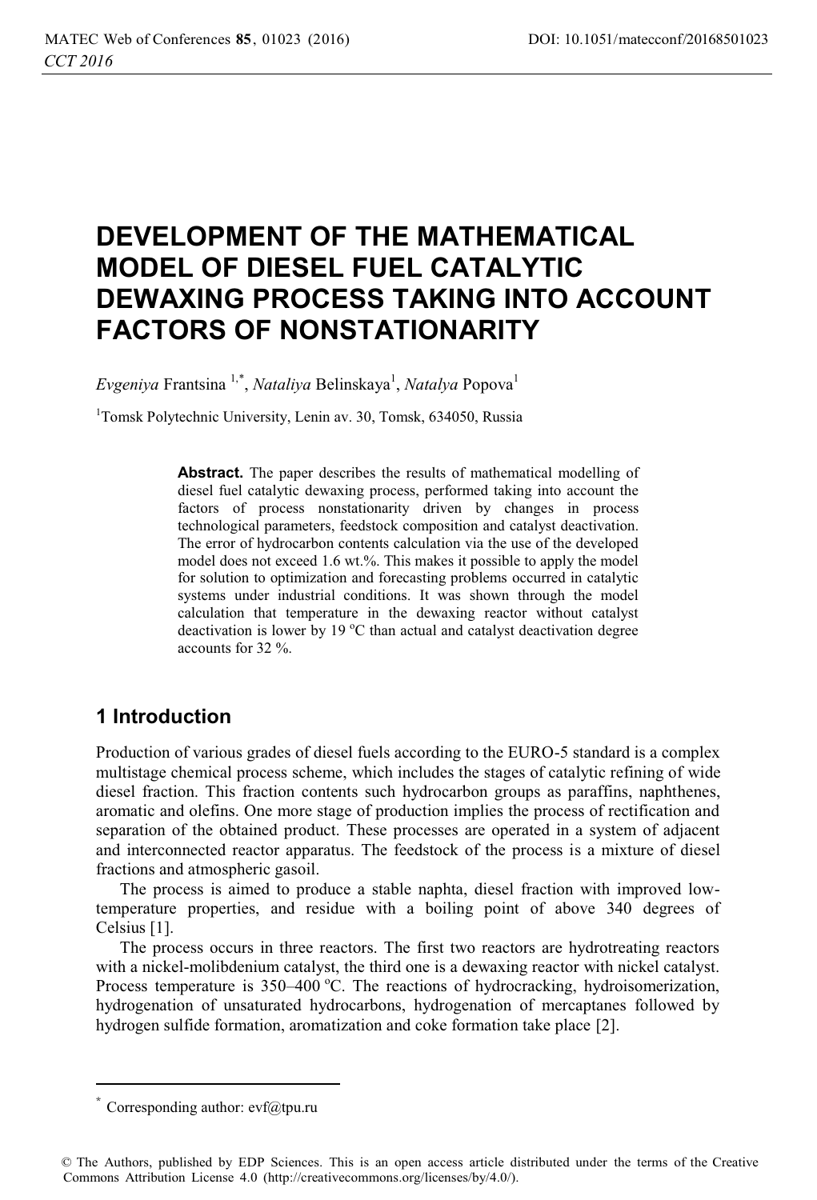# DEVELOPMENT OF THE MATHEMATICAL MODEL OF DIESEL FUEL CATALYTIC DEWAXING PROCESS TAKING INTO ACCOUNT FACTORS OF NONSTATIONARITY

*Evgeniya* Frantsina [1,*], *Nataliya* Belinskaya[1], *Natalya* Popova[1]

[1]Tomsk Polytechnic University, Lenin av. 30, Tomsk, 634050, Russia

**Abstract.** The paper describes the results of mathematical modelling of diesel fuel catalytic dewaxing process, performed taking into account the factors of process nonstationarity driven by changes in process technological parameters, feedstock composition and catalyst deactivation. The error of hydrocarbon contents calculation via the use of the developed model does not exceed 1.6 wt.%. This makes it possible to apply the model for solution to optimization and forecasting problems occurred in catalytic systems under industrial conditions. It was shown through the model calculation that temperature in the dewaxing reactor without catalyst deactivation is lower by 19 $^{o}$C than actual and catalyst deactivation degree accounts for 32 %.

## 1 Introduction

Production of various grades of diesel fuels according to the EURO-5 standard is a complex multistage chemical process scheme, which includes the stages of catalytic refining of wide diesel fraction. This fraction contents such hydrocarbon groups as paraffins, naphthenes, aromatic and olefins. One more stage of production implies the process of rectification and separation of the obtained product. These processes are operated in a system of adjacent and interconnected reactor apparatus. The feedstock of the process is a mixture of diesel fractions and atmospheric gasoil.

The process is aimed to produce a stable naphta, diesel fraction with improved low-temperature properties, and residue with a boiling point of above 340 degrees of Celsius [1].

The process occurs in three reactors. The first two reactors are hydrotreating reactors with a nickel-molibdenium catalyst, the third one is a dewaxing reactor with nickel catalyst. Process temperature is 350–400 $^{o}$C. The reactions of hydrocracking, hydroisomerization, hydrogenation of unsaturated hydrocarbons, hydrogenation of mercaptanes followed by hydrogen sulfide formation, aromatization and coke formation take place [2].

---

* Corresponding author: evf@tpu.ru

© The Authors, published by EDP Sciences. This is an open access article distributed under the terms of the Creative Commons Attribution License 4.0 (http://creativecommons.org/licenses/by/4.0/).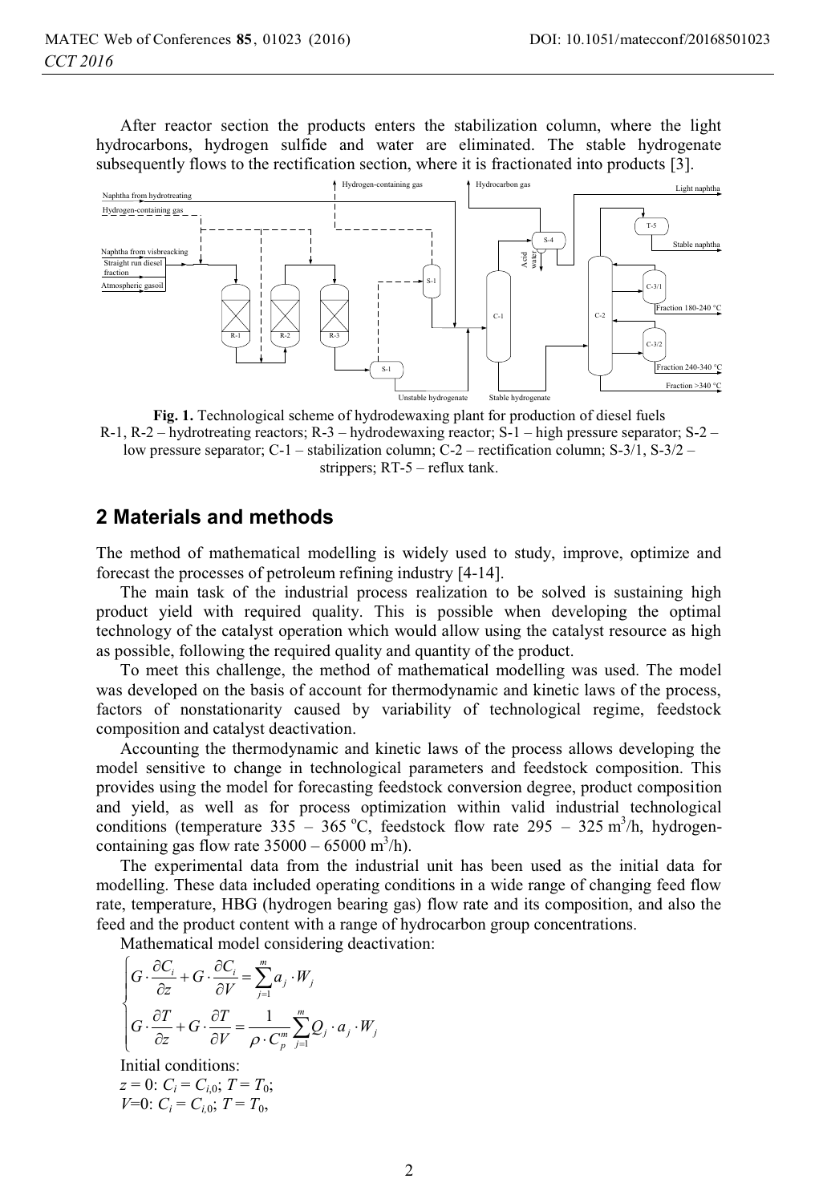After reactor section the products enters the stabilization column, where the light hydrocarbons, hydrogen sulfide and water are eliminated. The stable hydrogenate subsequently flows to the rectification section, where it is fractionated into products [3].

**Fig. 1.** Technological scheme of hydrodewaxing plant for production of diesel fuels
R-1, R-2 – hydrotreating reactors; R-3 – hydrodewaxing reactor; S-1 – high pressure separator; S-2 – low pressure separator; C-1 – stabilization column; C-2 – rectification column; S-3/1, S-3/2 – strippers; RT-5 – reflux tank.

## 2 Materials and methods

The method of mathematical modelling is widely used to study, improve, optimize and forecast the processes of petroleum refining industry [4-14].

The main task of the industrial process realization to be solved is sustaining high product yield with required quality. This is possible when developing the optimal technology of the catalyst operation which would allow using the catalyst resource as high as possible, following the required quality and quantity of the product.

To meet this challenge, the method of mathematical modelling was used. The model was developed on the basis of account for thermodynamic and kinetic laws of the process, factors of nonstationarity caused by variability of technological regime, feedstock composition and catalyst deactivation.

Accounting the thermodynamic and kinetic laws of the process allows developing the model sensitive to change in technological parameters and feedstock composition. This provides using the model for forecasting feedstock conversion degree, product composition and yield, as well as for process optimization within valid industrial technological conditions (temperature 335 – 365 °C, feedstock flow rate 295 – 325 m$^3$/h, hydrogen-containing gas flow rate 35000 – 65000 m$^3$/h).

The experimental data from the industrial unit has been used as the initial data for modelling. These data included operating conditions in a wide range of changing feed flow rate, temperature, HBG (hydrogen bearing gas) flow rate and its composition, and also the feed and the product content with a range of hydrocarbon group concentrations.

Mathematical model considering deactivation:

$$\begin{cases} G \cdot \dfrac{\partial C_i}{\partial z} + G \cdot \dfrac{\partial C_i}{\partial V} = \sum\limits_{j=1}^{m} a_j \cdot W_j \\ G \cdot \dfrac{\partial T}{\partial z} + G \cdot \dfrac{\partial T}{\partial V} = \dfrac{1}{\rho \cdot C_p^m} \sum\limits_{j=1}^{m} Q_j \cdot a_j \cdot W_j \end{cases}$$

Initial conditions:

$z = 0$: $C_i = C_{i,0}$; $T = T_0$;

$V=0$: $C_i = C_{i,0}$; $T = T_0$,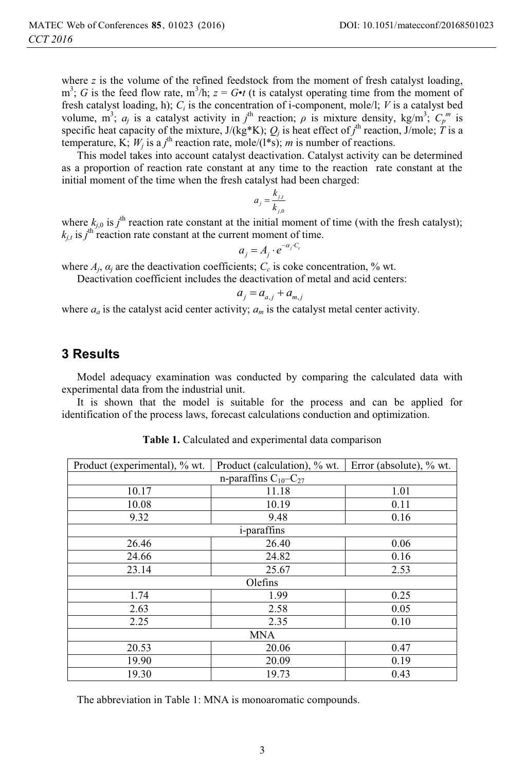where $z$ is the volume of the refined feedstock from the moment of fresh catalyst loading, $m^3$; $G$ is the feed flow rate, $m^3$/h; $z = G \cdot t$ (t is catalyst operating time from the moment of fresh catalyst loading, h); $C_i$ is the concentration of i-component, mole/l; $V$ is a catalyst bed volume, $m^3$; $a_j$ is a catalyst activity in $j^{th}$ reaction; $\rho$ is mixture density, kg/$m^3$; $C_p^m$ is specific heat capacity of the mixture, J/(kg*K); $Q_j$ is heat effect of $j^{th}$ reaction, J/mole; $T$ is a temperature, K; $W_j$ is a $j^{th}$ reaction rate, mole/(l*s); $m$ is number of reactions.

This model takes into account catalyst deactivation. Catalyst activity can be determined as a proportion of reaction rate constant at any time to the reaction rate constant at the initial moment of the time when the fresh catalyst had been charged:

$$a_j = \frac{k_{j,t}}{k_{j,0}}$$

where $k_{j,0}$ is $j^{th}$ reaction rate constant at the initial moment of time (with the fresh catalyst); $k_{j,t}$ is $j^{th}$ reaction rate constant at the current moment of time.

$$a_j = A_j \cdot e^{-\alpha_j \cdot C_c}$$

where $A_j$, $\alpha_j$ are the deactivation coefficients; $C_c$ is coke concentration, % wt.

Deactivation coefficient includes the deactivation of metal and acid centers:

$$a_j = a_{a,j} + a_{m,j}$$

where $a_a$ is the catalyst acid center activity; $a_m$ is the catalyst metal center activity.

## 3 Results

Model adequacy examination was conducted by comparing the calculated data with experimental data from the industrial unit.

It is shown that the model is suitable for the process and can be applied for identification of the process laws, forecast calculations conduction and optimization.

**Table 1.** Calculated and experimental data comparison

| Product (experimental), % wt. | Product (calculation), % wt. | Error (absolute), % wt. |
|---|---|---|
| n-paraffins $C_{10}$–$C_{27}$ | | |
| 10.17 | 11.18 | 1.01 |
| 10.08 | 10.19 | 0.11 |
| 9.32 | 9.48 | 0.16 |
| i-paraffins | | |
| 26.46 | 26.40 | 0.06 |
| 24.66 | 24.82 | 0.16 |
| 23.14 | 25.67 | 2.53 |
| Olefins | | |
| 1.74 | 1.99 | 0.25 |
| 2.63 | 2.58 | 0.05 |
| 2.25 | 2.35 | 0.10 |
| MNA | | |
| 20.53 | 20.06 | 0.47 |
| 19.90 | 20.09 | 0.19 |
| 19.30 | 19.73 | 0.43 |

The abbreviation in Table 1: MNA is monoaromatic compounds.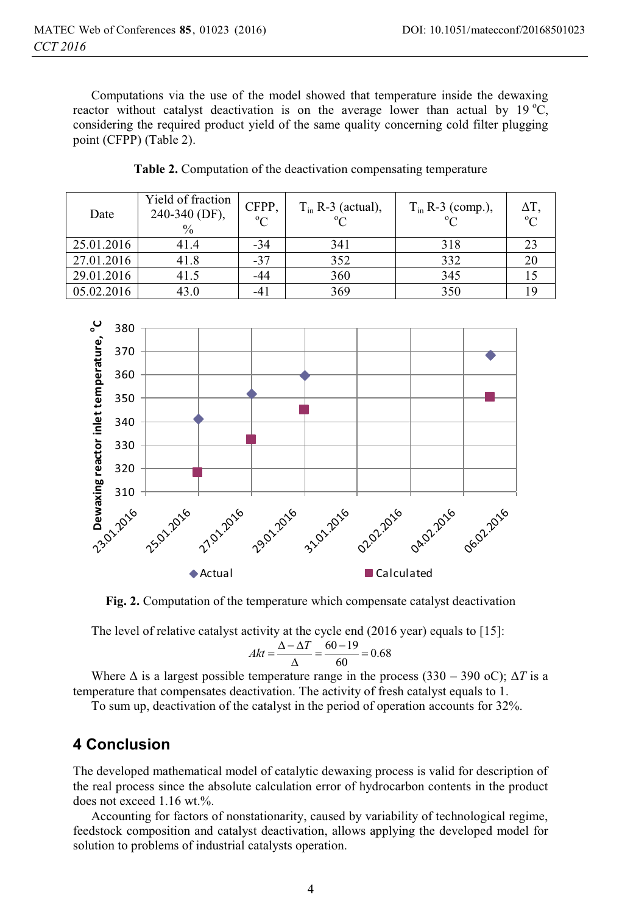Computations via the use of the model showed that temperature inside the dewaxing reactor without catalyst deactivation is on the average lower than actual by 19 $^{o}$C, considering the required product yield of the same quality concerning cold filter plugging point (CFPP) (Table 2).

**Table 2.** Computation of the deactivation compensating temperature

| Date | Yield of fraction 240-340 (DF), % | CFPP, $^{o}$C | $T_{in}$ R-3 (actual), $^{o}$C | $T_{in}$ R-3 (comp.), $^{o}$C | ΔT, $^{o}$C |
|---|---|---|---|---|---|
| 25.01.2016 | 41.4 | -34 | 341 | 318 | 23 |
| 27.01.2016 | 41.8 | -37 | 352 | 332 | 20 |
| 29.01.2016 | 41.5 | -44 | 360 | 345 | 15 |
| 05.02.2016 | 43.0 | -41 | 369 | 350 | 19 |

**Fig. 2.** Computation of the temperature which compensate catalyst deactivation

The level of relative catalyst activity at the cycle end (2016 year) equals to [15]:

$$Akt = \frac{\Delta - \Delta T}{\Delta} = \frac{60 - 19}{60} = 0.68$$

Where Δ is a largest possible temperature range in the process (330 – 390 oC); $\Delta T$ is a temperature that compensates deactivation. The activity of fresh catalyst equals to 1.

To sum up, deactivation of the catalyst in the period of operation accounts for 32%.

## 4 Conclusion

The developed mathematical model of catalytic dewaxing process is valid for description of the real process since the absolute calculation error of hydrocarbon contents in the product does not exceed 1.16 wt.%.

Accounting for factors of nonstationarity, caused by variability of technological regime, feedstock composition and catalyst deactivation, allows applying the developed model for solution to problems of industrial catalysts operation.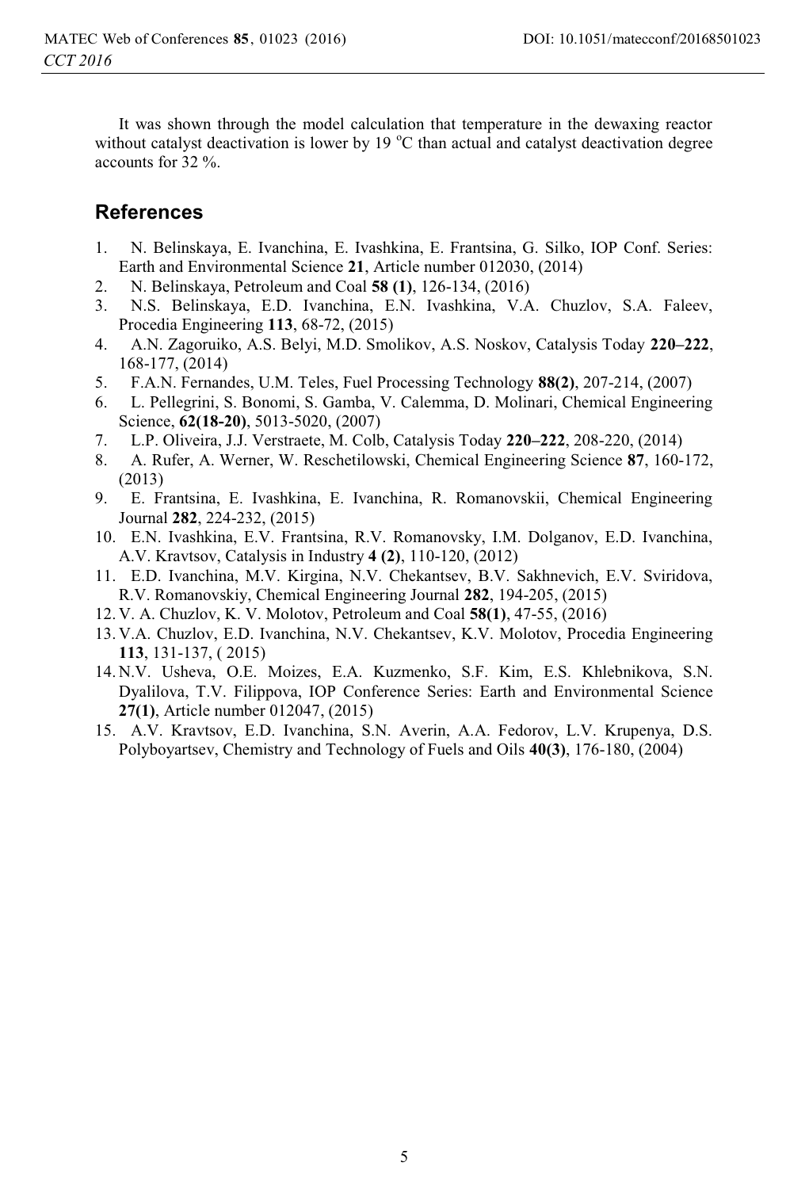It was shown through the model calculation that temperature in the dewaxing reactor without catalyst deactivation is lower by 19 $^{o}$C than actual and catalyst deactivation degree accounts for 32 %.

## References

1. N. Belinskaya, E. Ivanchina, E. Ivashkina, E. Frantsina, G. Silko, IOP Conf. Series: Earth and Environmental Science **21**, Article number 012030, (2014)
2. N. Belinskaya, Petroleum and Coal **58 (1)**, 126-134, (2016)
3. N.S. Belinskaya, E.D. Ivanchina, E.N. Ivashkina, V.A. Chuzlov, S.A. Faleev, Procedia Engineering **113**, 68-72, (2015)
4. A.N. Zagoruiko, A.S. Belyi, M.D. Smolikov, A.S. Noskov, Catalysis Today **220–222**, 168-177, (2014)
5. F.A.N. Fernandes, U.M. Teles, Fuel Processing Technology **88(2)**, 207-214, (2007)
6. L. Pellegrini, S. Bonomi, S. Gamba, V. Calemma, D. Molinari, Chemical Engineering Science, **62(18-20)**, 5013-5020, (2007)
7. L.P. Oliveira, J.J. Verstraete, M. Colb, Catalysis Today **220–222**, 208-220, (2014)
8. A. Rufer, A. Werner, W. Reschetilowski, Chemical Engineering Science **87**, 160-172, (2013)
9. E. Frantsina, E. Ivashkina, E. Ivanchina, R. Romanovskii, Chemical Engineering Journal **282**, 224-232, (2015)
10. E.N. Ivashkina, E.V. Frantsina, R.V. Romanovsky, I.M. Dolganov, E.D. Ivanchina, A.V. Kravtsov, Catalysis in Industry **4 (2)**, 110-120, (2012)
11. E.D. Ivanchina, M.V. Kirgina, N.V. Chekantsev, B.V. Sakhnevich, E.V. Sviridova, R.V. Romanovskiy, Chemical Engineering Journal **282**, 194-205, (2015)
12. V. A. Chuzlov, K. V. Molotov, Petroleum and Coal **58(1)**, 47-55, (2016)
13. V.A. Chuzlov, E.D. Ivanchina, N.V. Chekantsev, K.V. Molotov, Procedia Engineering **113**, 131-137, ( 2015)
14. N.V. Usheva, O.E. Moizes, E.A. Kuzmenko, S.F. Kim, E.S. Khlebnikova, S.N. Dyalilova, T.V. Filippova, IOP Conference Series: Earth and Environmental Science **27(1)**, Article number 012047, (2015)
15. A.V. Kravtsov, E.D. Ivanchina, S.N. Averin, A.A. Fedorov, L.V. Krupenya, D.S. Polyboyartsev, Chemistry and Technology of Fuels and Oils **40(3)**, 176-180, (2004)